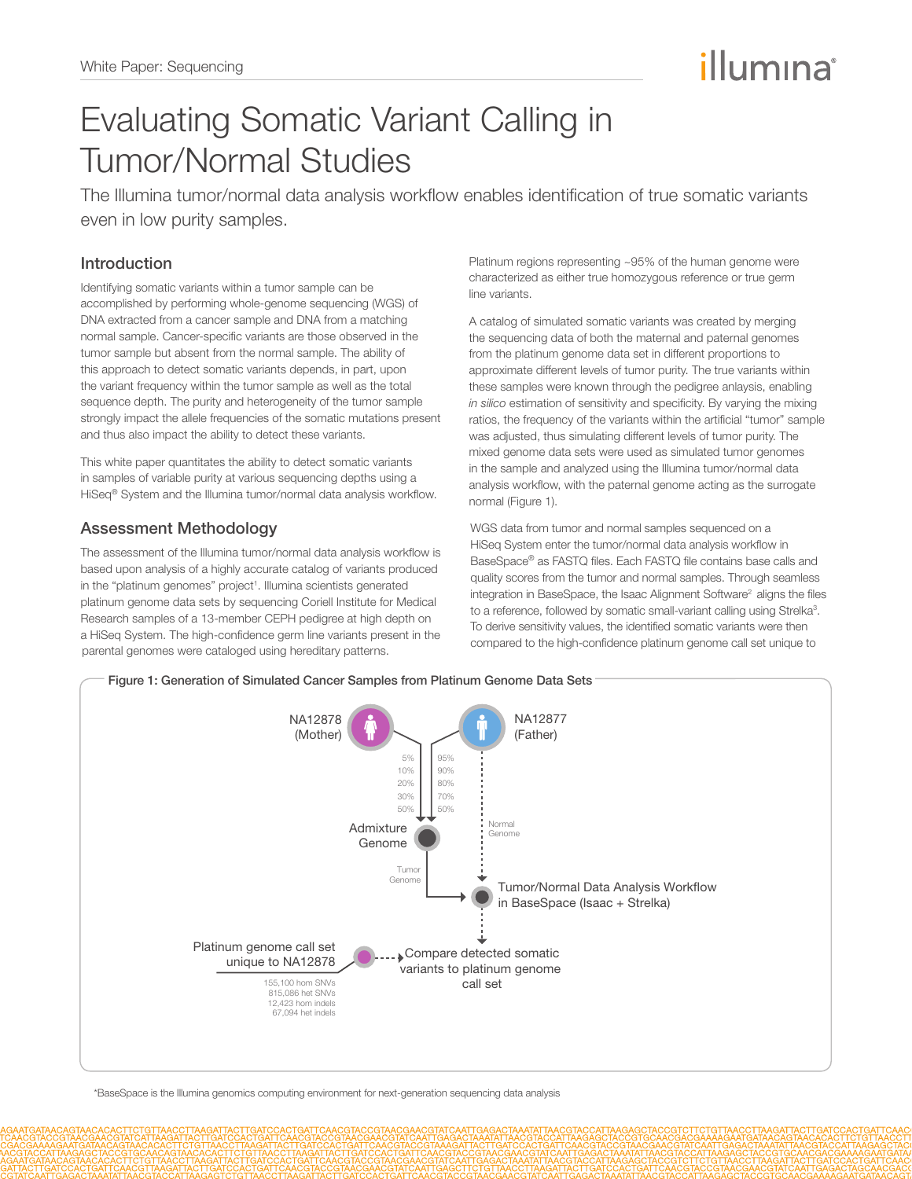White Paper: Sequencing

# Evaluating Somatic Variant Calling in Tumor/Normal Studies

The Illumina tumor/normal data analysis workflow enables identification of true somatic variants even in low purity samples.

## Introduction

Identifying somatic variants within a tumor sample can be accomplished by performing whole-genome sequencing (WGS) of DNA extracted from a cancer sample and DNA from a matching normal sample. Cancer-specific variants are those observed in the tumor sample but absent from the normal sample. The ability of this approach to detect somatic variants depends, in part, upon the variant frequency within the tumor sample as well as the total sequence depth. The purity and heterogeneity of the tumor sample strongly impact the allele frequencies of the somatic mutations present and thus also impact the ability to detect these variants.

This white paper quantitates the ability to detect somatic variants in samples of variable purity at various sequencing depths using a HiSeq® System and the Illumina tumor/normal data analysis workflow.

## Assessment Methodology

The assessment of the Illumina tumor/normal data analysis workflow is based upon analysis of a highly accurate catalog of variants produced in the "platinum genomes" project[1]. Illumina scientists generated platinum genome data sets by sequencing Coriell Institute for Medical Research samples of a 13-member CEPH pedigree at high depth on a HiSeq System. The high-confidence germ line variants present in the parental genomes were cataloged using hereditary patterns. Platinum regions representing ~95% of the human genome were characterized as either true homozygous reference or true germ line variants.

A catalog of simulated somatic variants was created by merging the sequencing data of both the maternal and paternal genomes from the platinum genome data set in different proportions to approximate different levels of tumor purity. The true variants within these samples were known through the pedigree anlaysis, enabling *in silico* estimation of sensitivity and specificity. By varying the mixing ratios, the frequency of the variants within the artificial "tumor" sample was adjusted, thus simulating different levels of tumor purity. The mixed genome data sets were used as simulated tumor genomes in the sample and analyzed using the Illumina tumor/normal data analysis workflow, with the paternal genome acting as the surrogate normal (Figure 1).

WGS data from tumor and normal samples sequenced on a HiSeq System enter the tumor/normal data analysis workflow in BaseSpace® as FASTQ files. Each FASTQ file contains base calls and quality scores from the tumor and normal samples. Through seamless integration in BaseSpace, the Isaac Alignment Software[2] aligns the files to a reference, followed by somatic small-variant calling using Strelka[3]. To derive sensitivity values, the identified somatic variants were then compared to the high-confidence platinum genome call set unique to

**Figure 1: Generation of Simulated Cancer Samples from Platinum Genome Data Sets**

NA12878 (Mother) — 5%, 10%, 20%, 30%, 50%

NA12877 (Father) — 95%, 90%, 80%, 70%, 50%

Admixture Genome → Tumor Genome → Tumor/Normal Data Analysis Workflow in BaseSpace (Isaac + Strelka) ← Normal Genome (NA12877)

Platinum genome call set unique to NA12878 (155,100 hom SNVs; 815,086 het SNVs; 12,423 hom indels; 67,094 het indels) → Compare detected somatic variants to platinum genome call set

*BaseSpace is the Illumina genomics computing environment for next-generation sequencing data analysis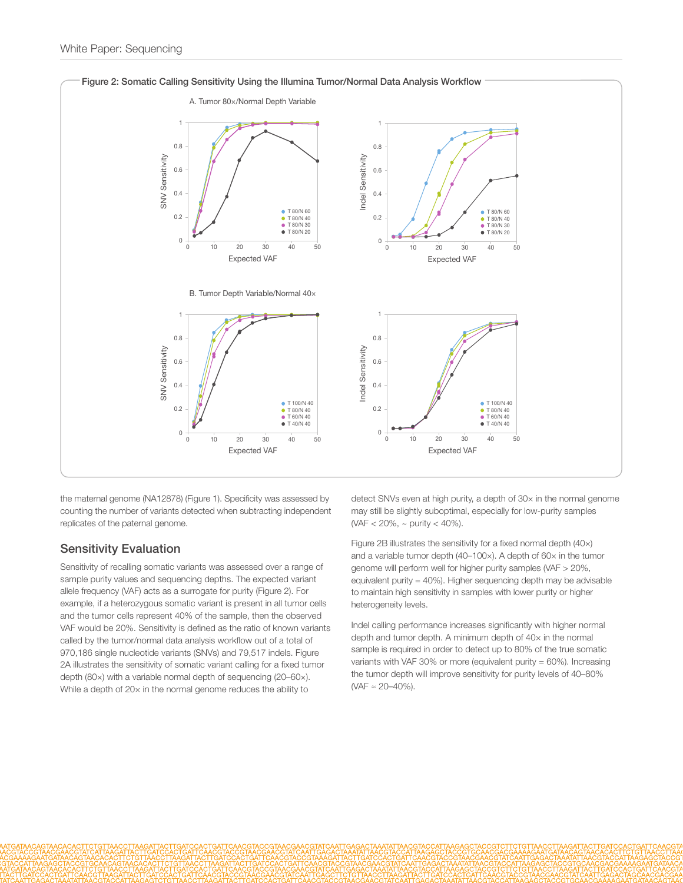Figure 2: Somatic Calling Sensitivity Using the Illumina Tumor/Normal Data Analysis Workflow

A. Tumor 80×/Normal Depth Variable

B. Tumor Depth Variable/Normal 40×

the maternal genome (NA12878) (Figure 1). Specificity was assessed by counting the number of variants detected when subtracting independent replicates of the paternal genome.

## Sensitivity Evaluation

Sensitivity of recalling somatic variants was assessed over a range of sample purity values and sequencing depths. The expected variant allele frequency (VAF) acts as a surrogate for purity (Figure 2). For example, if a heterozygous somatic variant is present in all tumor cells and the tumor cells represent 40% of the sample, then the observed VAF would be 20%. Sensitivity is defined as the ratio of known variants called by the tumor/normal data analysis workflow out of a total of 970,186 single nucleotide variants (SNVs) and 79,517 indels. Figure 2A illustrates the sensitivity of somatic variant calling for a fixed tumor depth (80×) with a variable normal depth of sequencing (20–60×). While a depth of 20× in the normal genome reduces the ability to detect SNVs even at high purity, a depth of 30× in the normal genome may still be slightly suboptimal, especially for low-purity samples (VAF < 20%, ~ purity < 40%).

Figure 2B illustrates the sensitivity for a fixed normal depth (40×) and a variable tumor depth (40–100×). A depth of 60× in the tumor genome will perform well for higher purity samples (VAF > 20%, equivalent purity = 40%). Higher sequencing depth may be advisable to maintain high sensitivity in samples with lower purity or higher heterogeneity levels.

Indel calling performance increases significantly with higher normal depth and tumor depth. A minimum depth of 40× in the normal sample is required in order to detect up to 80% of the true somatic variants with VAF 30% or more (equivalent purity = 60%). Increasing the tumor depth will improve sensitivity for purity levels of 40–80% (VAF ≈ 20–40%).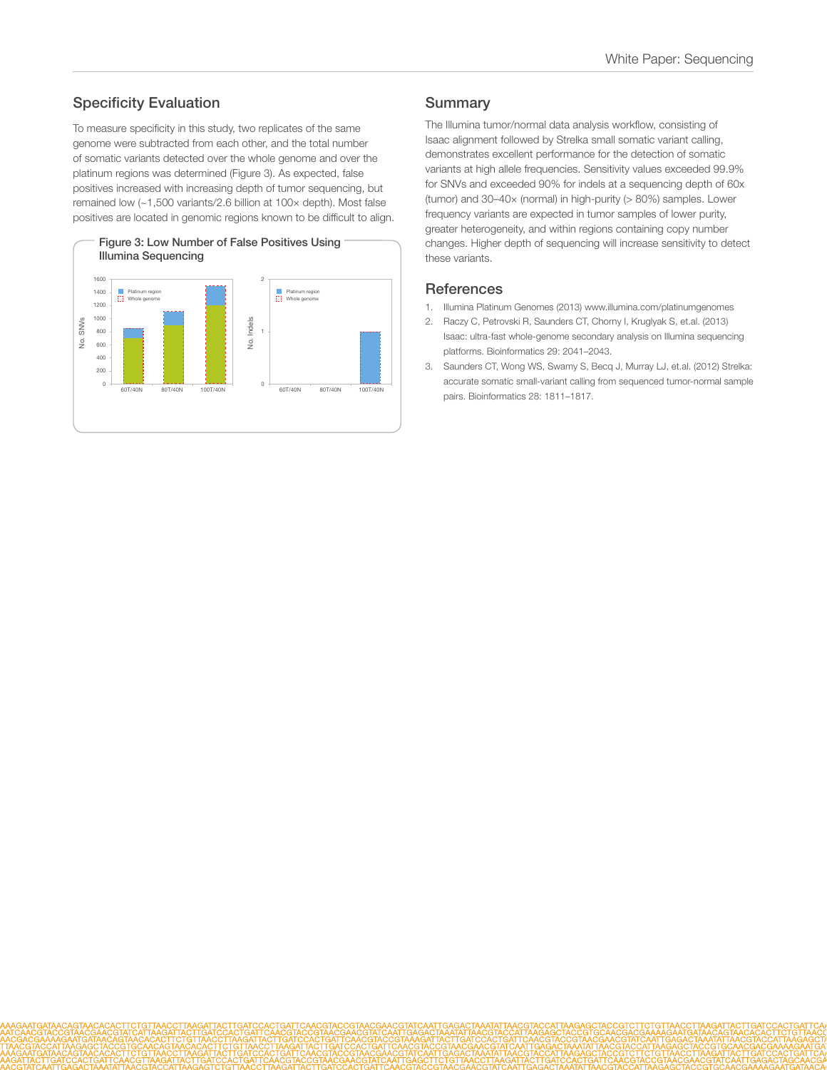## Specificity Evaluation

To measure specificity in this study, two replicates of the same genome were subtracted from each other, and the total number of somatic variants detected over the whole genome and over the platinum regions was determined (Figure 3). As expected, false positives increased with increasing depth of tumor sequencing, but remained low (~1,500 variants/2.6 billion at 100× depth). Most false positives are located in genomic regions known to be difficult to align.

Figure 3: Low Number of False Positives Using Illumina Sequencing

## Summary

The Illumina tumor/normal data analysis workflow, consisting of Isaac alignment followed by Strelka small somatic variant calling, demonstrates excellent performance for the detection of somatic variants at high allele frequencies. Sensitivity values exceeded 99.9% for SNVs and exceeded 90% for indels at a sequencing depth of 60x (tumor) and 30–40× (normal) in high-purity (> 80%) samples. Lower frequency variants are expected in tumor samples of lower purity, greater heterogeneity, and within regions containing copy number changes. Higher depth of sequencing will increase sensitivity to detect these variants.

## References

1. Illumina Platinum Genomes (2013) www.illumina.com/platinumgenomes
2. Raczy C, Petrovski R, Saunders CT, Chorny I, Kruglyak S, et.al. (2013) Isaac: ultra-fast whole-genome secondary analysis on Illumina sequencing platforms. Bioinformatics 29: 2041–2043.
3. Saunders CT, Wong WS, Swamy S, Becq J, Murray LJ, et.al. (2012) Strelka: accurate somatic small-variant calling from sequenced tumor-normal sample pairs. Bioinformatics 28: 1811–1817.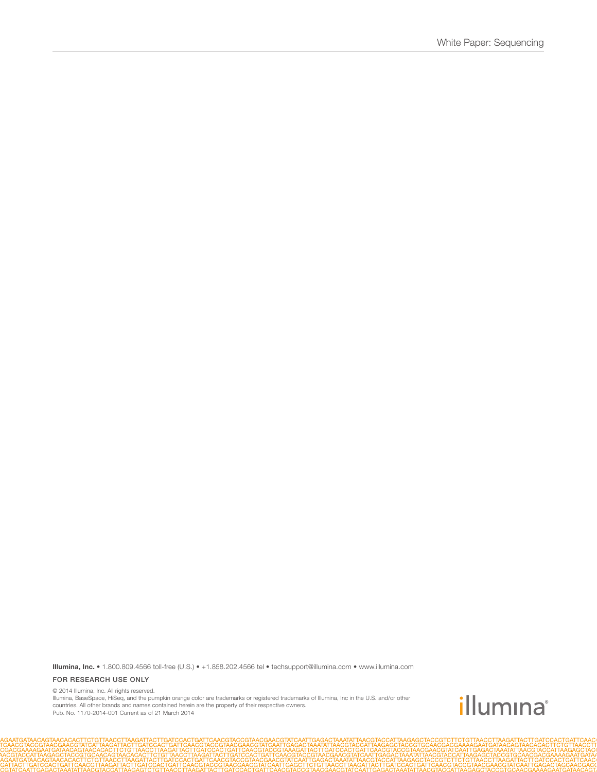**Illumina, Inc.** • 1.800.809.4566 toll-free (U.S.) • +1.858.202.4566 tel • techsupport@illumina.com • www.illumina.com

FOR RESEARCH USE ONLY

© 2014 Illumina, Inc. All rights reserved.
Illumina, BaseSpace, HiSeq, and the pumpkin orange color are trademarks or registered trademarks of Illumina, Inc in the U.S. and/or other countries. All other brands and names contained herein are the property of their respective owners.
Pub. No. 1170-2014-001 Current as of 21 March 2014